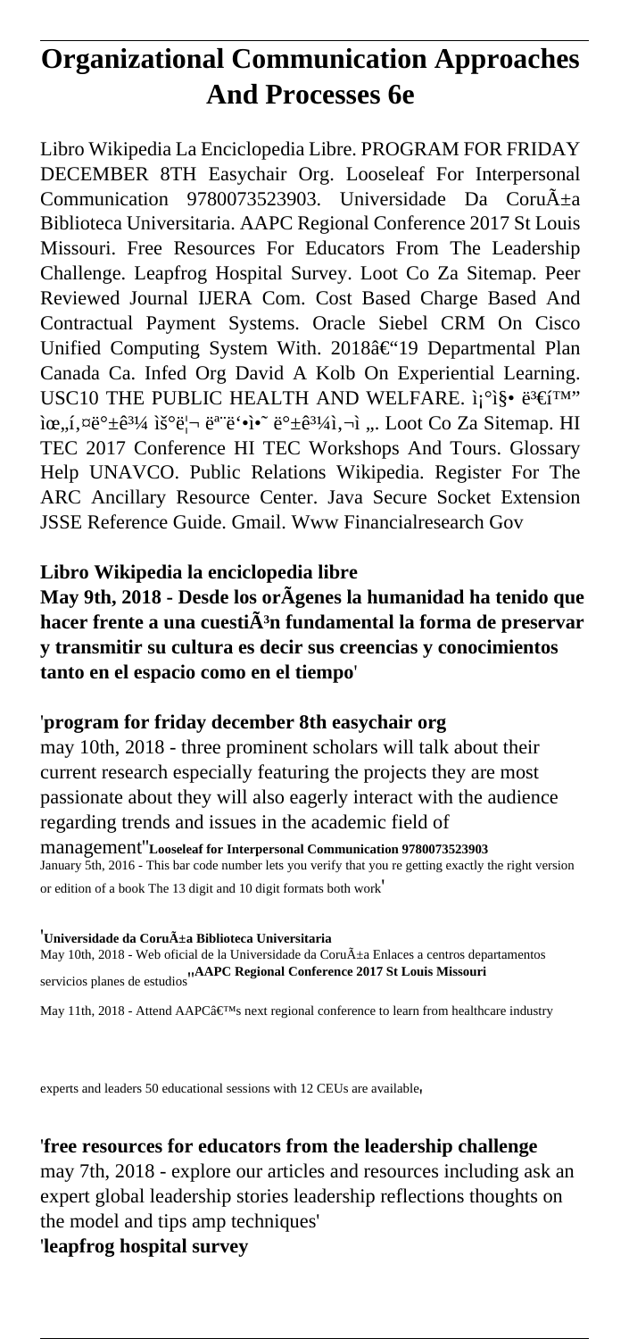# Organizational Communication Approaches And Processes 6e

Libro Wikipedia La Enciclopedia Libre. PROGRAM FOR FRIDAY DECEMBER 8TH Easychair Org. Looseleaf For Interpersonal Communication 9780073523903. Universidade Da CoruÃ±a Biblioteca Universitaria. AAPC Regional Conference 2017 St Louis Missouri. Free Resources For Educators From The Leadership Challenge. Leapfrog Hospital Survey. Loot Co Za Sitemap. Peer Reviewed Journal IJERA Com. Cost Based Charge Based And Contractual Payment Systems. Oracle Siebel CRM On Cisco Unified Computing System With. 2018â€"19 Departmental Plan Canada Ca. Infed Org David A Kolb On Experiential Learning. USC10 THE PUBLIC HEALTH AND WELFARE. ì¡°ì§• ë³€í™" ìœ„í‚¤ë°±ê³¼ ìš°ë¦¬ ëª¨ë'•ì•˜ ë°±ê³¼ì‚¬ì „. Loot Co Za Sitemap. HI TEC 2017 Conference HI TEC Workshops And Tours. Glossary Help UNAVCO. Public Relations Wikipedia. Register For The ARC Ancillary Resource Center. Java Secure Socket Extension JSSE Reference Guide. Gmail. Www Financialresearch Gov

**Libro Wikipedia la enciclopedia libre**

**May 9th, 2018 - Desde los orÃ­genes la humanidad ha tenido que hacer frente a una cuestiÃ³n fundamental la forma de preservar y transmitir su cultura es decir sus creencias y conocimientos tanto en el espacio como en el tiempo**'

'**program for friday december 8th easychair org**

may 10th, 2018 - three prominent scholars will talk about their current research especially featuring the projects they are most passionate about they will also eagerly interact with the audience regarding trends and issues in the academic field of management''**Looseleaf for Interpersonal Communication 9780073523903**

January 5th, 2016 - This bar code number lets you verify that you re getting exactly the right version or edition of a book The 13 digit and 10 digit formats both work'

'**Universidade da CoruÃ±a Biblioteca Universitaria**

May 10th, 2018 - Web oficial de la Universidade da CoruÃ±a Enlaces a centros departamentos servicios planes de estudios''**AAPC Regional Conference 2017 St Louis Missouri**

May 11th, 2018 - Attend AAPCâ€™s next regional conference to learn from healthcare industry experts and leaders 50 educational sessions with 12 CEUs are available'

'**free resources for educators from the leadership challenge**

may 7th, 2018 - explore our articles and resources including ask an expert global leadership stories leadership reflections thoughts on the model and tips amp techniques'

'**leapfrog hospital survey**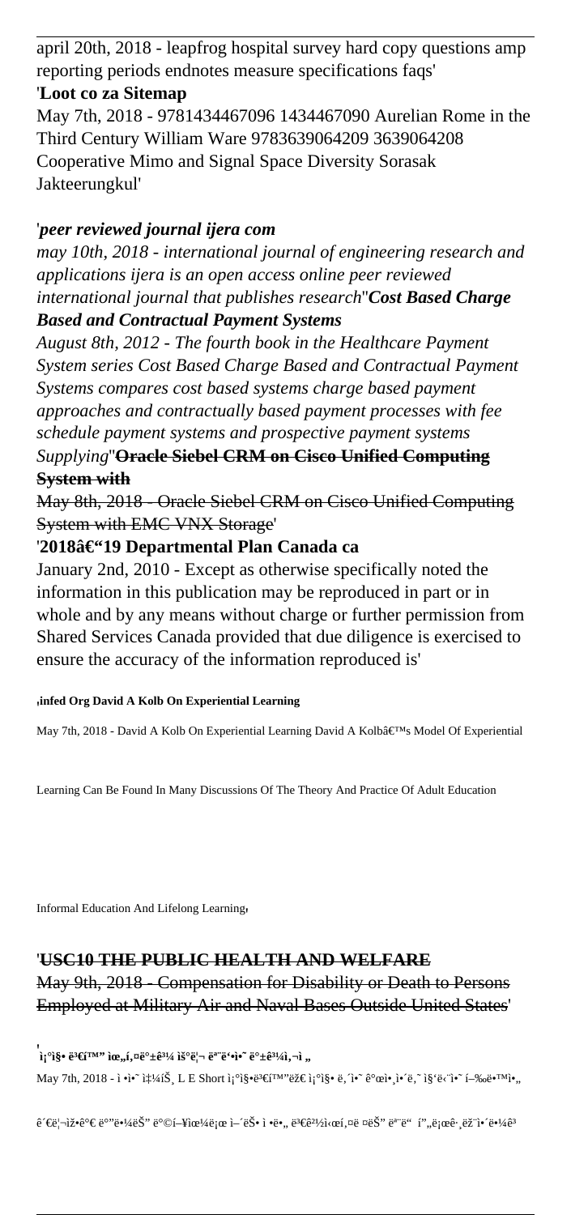april 20th, 2018 - leapfrog hospital survey hard copy questions amp reporting periods endnotes measure specifications faqs'

'**Loot co za Sitemap**

May 7th, 2018 - 9781434467096 1434467090 Aurelian Rome in the Third Century William Ware 9783639064209 3639064208 Cooperative Mimo and Signal Space Diversity Sorasak Jakteerungkul'

'*peer reviewed journal ijera com*

*may 10th, 2018 - international journal of engineering research and applications ijera is an open access online peer reviewed international journal that publishes research*''***Cost Based Charge Based and Contractual Payment Systems***

*August 8th, 2012 - The fourth book in the Healthcare Payment System series Cost Based Charge Based and Contractual Payment Systems compares cost based systems charge based payment approaches and contractually based payment processes with fee schedule payment systems and prospective payment systems Supplying*''~~**Oracle Siebel CRM on Cisco Unified Computing System with**~~

~~May 8th, 2018 - Oracle Siebel CRM on Cisco Unified Computing System with EMC VNX Storage~~'

'**2018â€"19 Departmental Plan Canada ca**

January 2nd, 2010 - Except as otherwise specifically noted the information in this publication may be reproduced in part or in whole and by any means without charge or further permission from Shared Services Canada provided that due diligence is exercised to ensure the accuracy of the information reproduced is'

'**infed Org David A Kolb On Experiential Learning**

May 7th, 2018 - David A Kolb On Experiential Learning David A Kolbâ€™s Model Of Experiential Learning Can Be Found In Many Discussions Of The Theory And Practice Of Adult Education Informal Education And Lifelong Learning'

'~~**USC10 THE PUBLIC HEALTH AND WELFARE**~~

~~May 9th, 2018 - Compensation for Disability or Death to Persons Employed at Military Air and Naval Bases Outside United States~~'

'**ì¡°ì§• ë³€í™" ìœ„í¸ë°±ê³¼ ìš°ë¦¬ ëª¨ë'•ì•˜ ë°±ê³¼ì‚¬ì „**

May 7th, 2018 - ì •ì•˜ ì‡¼íŠ¸ L E Short ì¡°ì§•ë³€í™"ëž€ ì¡°ì§• ë'ì•˜ ê°œì•¸ì•´ë'˜ ì§'ë‹¨ì•˜ í–‰ë•™ì•„ ê´€ë¦¬ìž•ê°€ ë°"ë•¼ëŠ" ë°©í–¥ìœ¼ë¡œ ì–´ëŠ• ì •ë•„ ë³€ê²½ì‹œí‚¤ë ¤ëŠ" ëª¨ë"  í"„ë¡œê·¸ëž¨ì•´ë•¼ê³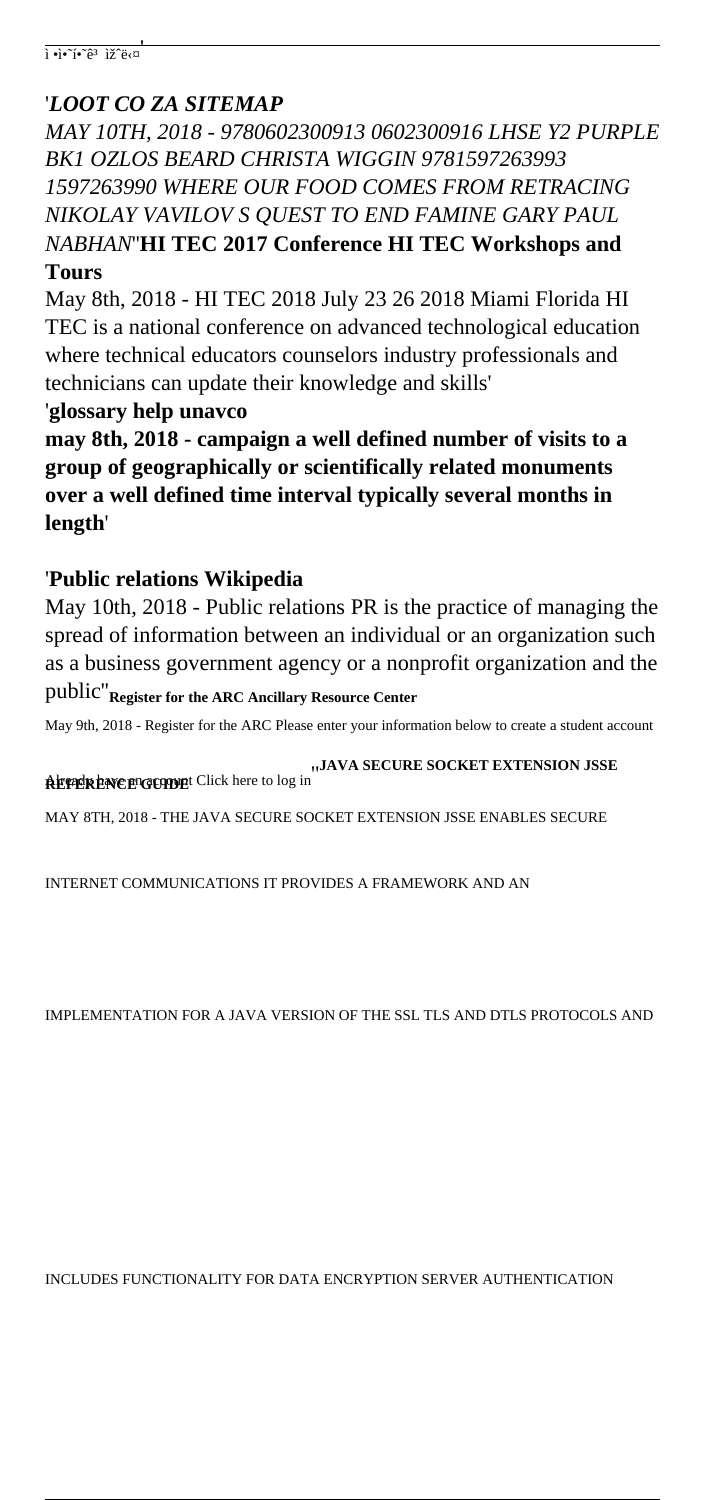'*LOOT CO ZA SITEMAP*

*MAY 10TH, 2018 - 9780602300913 0602300916 LHSE Y2 PURPLE BK1 OZLOS BEARD CHRISTA WIGGIN 9781597263993 1597263990 WHERE OUR FOOD COMES FROM RETRACING NIKOLAY VAVILOV S QUEST TO END FAMINE GARY PAUL NABHAN*''**HI TEC 2017 Conference HI TEC Workshops and Tours**

May 8th, 2018 - HI TEC 2018 July 23 26 2018 Miami Florida HI TEC is a national conference on advanced technological education where technical educators counselors industry professionals and technicians can update their knowledge and skills'

'**glossary help unavco**

**may 8th, 2018 - campaign a well defined number of visits to a group of geographically or scientifically related monuments over a well defined time interval typically several months in length**'

'**Public relations Wikipedia**

May 10th, 2018 - Public relations PR is the practice of managing the spread of information between an individual or an organization such as a business government agency or a nonprofit organization and the public''**Register for the ARC Ancillary Resource Center**

May 9th, 2018 - Register for the ARC Please enter your information below to create a student account Already have an account Click here to log in''**JAVA SECURE SOCKET EXTENSION JSSE REFERENCE GUIDE**

MAY 8TH, 2018 - THE JAVA SECURE SOCKET EXTENSION JSSE ENABLES SECURE INTERNET COMMUNICATIONS IT PROVIDES A FRAMEWORK AND AN IMPLEMENTATION FOR A JAVA VERSION OF THE SSL TLS AND DTLS PROTOCOLS AND INCLUDES FUNCTIONALITY FOR DATA ENCRYPTION SERVER AUTHENTICATION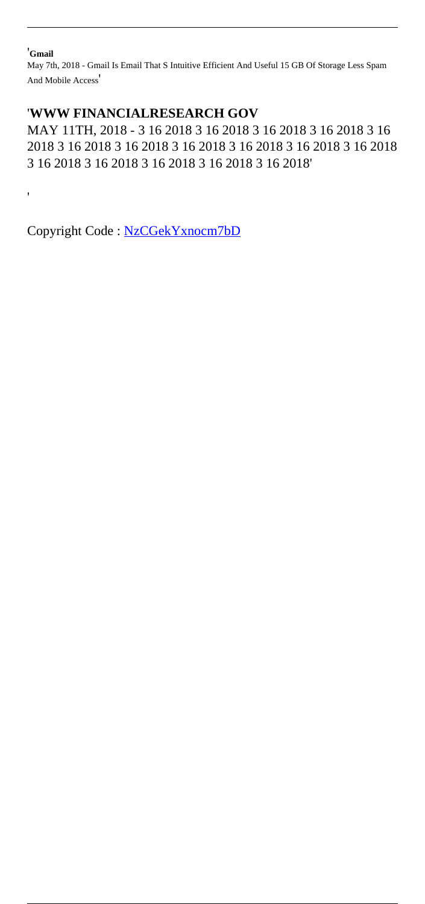'**Gmail**
May 7th, 2018 - Gmail Is Email That S Intuitive Efficient And Useful 15 GB Of Storage Less Spam And Mobile Access'

'**WWW FINANCIALRESEARCH GOV**
MAY 11TH, 2018 - 3 16 2018 3 16 2018 3 16 2018 3 16 2018 3 16 2018 3 16 2018 3 16 2018 3 16 2018 3 16 2018 3 16 2018 3 16 2018 3 16 2018 3 16 2018 3 16 2018 3 16 2018 3 16 2018 3 16 2018'

'

Copyright Code : NzCGekYxnocm7bD